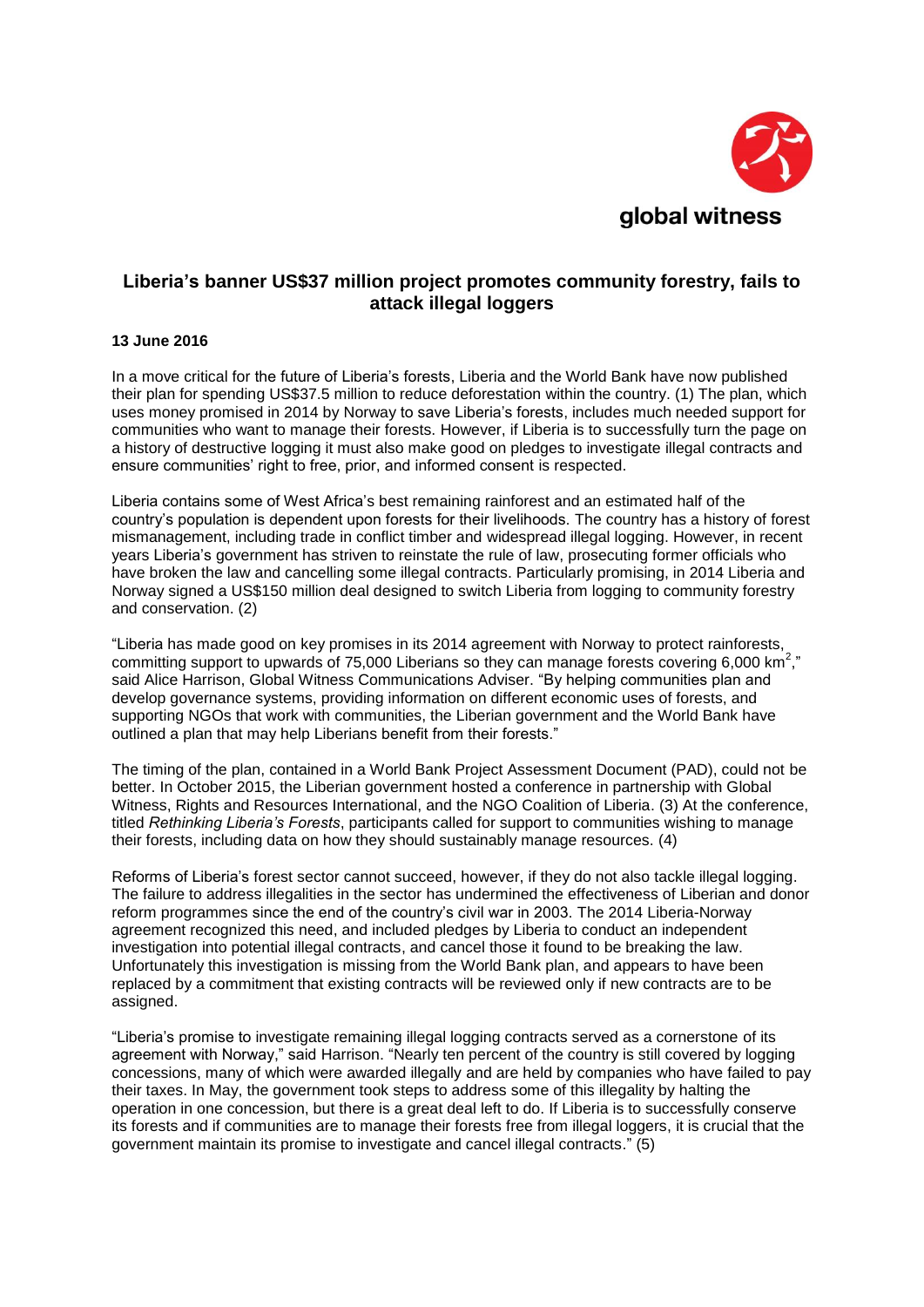global witness

## Liberia's banner US$37 million project promotes community forestry, fails to attack illegal loggers

**13 June 2016**

In a move critical for the future of Liberia's forests, Liberia and the World Bank have now published their plan for spending US$37.5 million to reduce deforestation within the country. (1) The plan, which uses money promised in 2014 by Norway to save Liberia's forests, includes much needed support for communities who want to manage their forests. However, if Liberia is to successfully turn the page on a history of destructive logging it must also make good on pledges to investigate illegal contracts and ensure communities' right to free, prior, and informed consent is respected.

Liberia contains some of West Africa's best remaining rainforest and an estimated half of the country's population is dependent upon forests for their livelihoods. The country has a history of forest mismanagement, including trade in conflict timber and widespread illegal logging. However, in recent years Liberia's government has striven to reinstate the rule of law, prosecuting former officials who have broken the law and cancelling some illegal contracts. Particularly promising, in 2014 Liberia and Norway signed a US$150 million deal designed to switch Liberia from logging to community forestry and conservation. (2)

"Liberia has made good on key promises in its 2014 agreement with Norway to protect rainforests, committing support to upwards of 75,000 Liberians so they can manage forests covering 6,000 km$^2$," said Alice Harrison, Global Witness Communications Adviser. "By helping communities plan and develop governance systems, providing information on different economic uses of forests, and supporting NGOs that work with communities, the Liberian government and the World Bank have outlined a plan that may help Liberians benefit from their forests."

The timing of the plan, contained in a World Bank Project Assessment Document (PAD), could not be better. In October 2015, the Liberian government hosted a conference in partnership with Global Witness, Rights and Resources International, and the NGO Coalition of Liberia. (3) At the conference, titled *Rethinking Liberia's Forests*, participants called for support to communities wishing to manage their forests, including data on how they should sustainably manage resources. (4)

Reforms of Liberia's forest sector cannot succeed, however, if they do not also tackle illegal logging. The failure to address illegalities in the sector has undermined the effectiveness of Liberian and donor reform programmes since the end of the country's civil war in 2003. The 2014 Liberia-Norway agreement recognized this need, and included pledges by Liberia to conduct an independent investigation into potential illegal contracts, and cancel those it found to be breaking the law. Unfortunately this investigation is missing from the World Bank plan, and appears to have been replaced by a commitment that existing contracts will be reviewed only if new contracts are to be assigned.

"Liberia's promise to investigate remaining illegal logging contracts served as a cornerstone of its agreement with Norway," said Harrison. "Nearly ten percent of the country is still covered by logging concessions, many of which were awarded illegally and are held by companies who have failed to pay their taxes. In May, the government took steps to address some of this illegality by halting the operation in one concession, but there is a great deal left to do. If Liberia is to successfully conserve its forests and if communities are to manage their forests free from illegal loggers, it is crucial that the government maintain its promise to investigate and cancel illegal contracts." (5)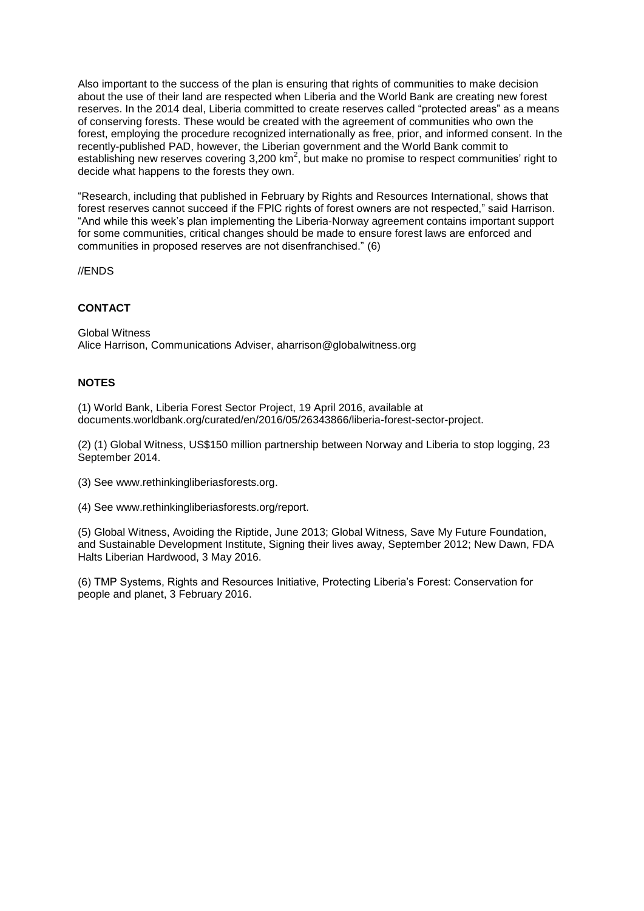Also important to the success of the plan is ensuring that rights of communities to make decision about the use of their land are respected when Liberia and the World Bank are creating new forest reserves. In the 2014 deal, Liberia committed to create reserves called "protected areas" as a means of conserving forests. These would be created with the agreement of communities who own the forest, employing the procedure recognized internationally as free, prior, and informed consent. In the recently-published PAD, however, the Liberian government and the World Bank commit to establishing new reserves covering 3,200 $km^2$, but make no promise to respect communities' right to decide what happens to the forests they own.

"Research, including that published in February by Rights and Resources International, shows that forest reserves cannot succeed if the FPIC rights of forest owners are not respected," said Harrison. "And while this week's plan implementing the Liberia-Norway agreement contains important support for some communities, critical changes should be made to ensure forest laws are enforced and communities in proposed reserves are not disenfranchised." (6)

//ENDS

**CONTACT**

Global Witness
Alice Harrison, Communications Adviser, aharrison@globalwitness.org

**NOTES**

(1) World Bank, Liberia Forest Sector Project, 19 April 2016, available at documents.worldbank.org/curated/en/2016/05/26343866/liberia-forest-sector-project.

(2) (1) Global Witness, US$150 million partnership between Norway and Liberia to stop logging, 23 September 2014.

(3) See www.rethinkingliberiasforests.org.

(4) See www.rethinkingliberiasforests.org/report.

(5) Global Witness, Avoiding the Riptide, June 2013; Global Witness, Save My Future Foundation, and Sustainable Development Institute, Signing their lives away, September 2012; New Dawn, FDA Halts Liberian Hardwood, 3 May 2016.

(6) TMP Systems, Rights and Resources Initiative, Protecting Liberia's Forest: Conservation for people and planet, 3 February 2016.